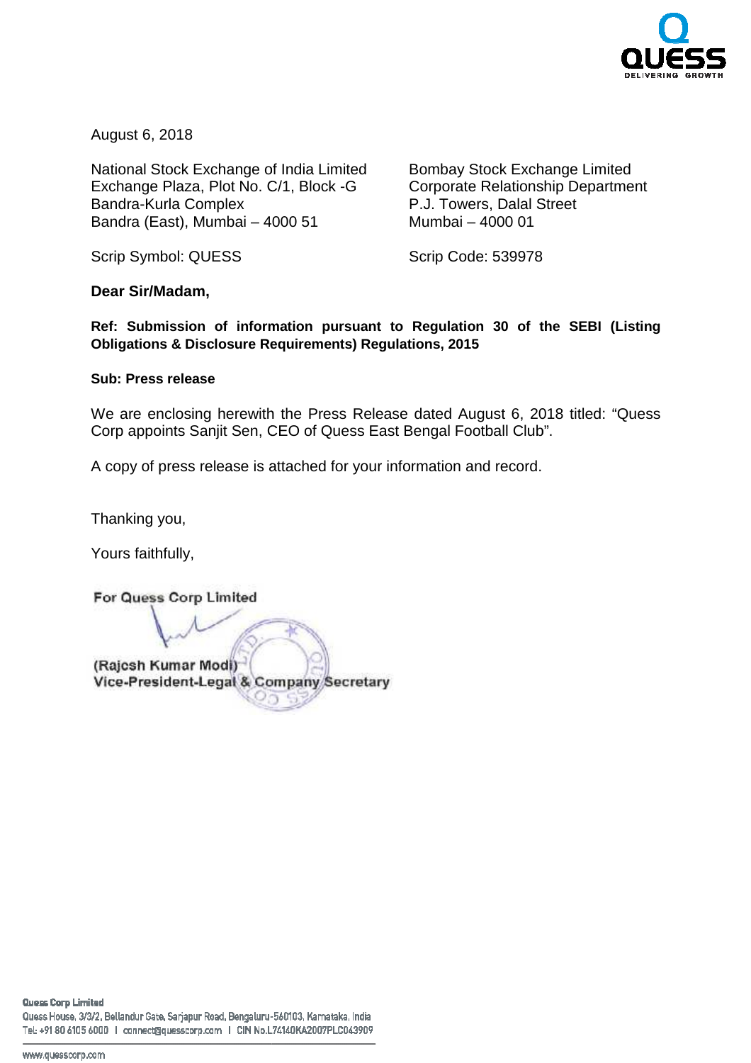August 6, 2018

National Stock Exchange of India Limited
Exchange Plaza, Plot No. C/1, Block -G
Bandra-Kurla Complex
Bandra (East), Mumbai – 4000 51

Scrip Symbol: QUESS

Bombay Stock Exchange Limited
Corporate Relationship Department
P.J. Towers, Dalal Street
Mumbai – 4000 01

Scrip Code: 539978

**Dear Sir/Madam,**

**Ref: Submission of information pursuant to Regulation 30 of the SEBI (Listing Obligations & Disclosure Requirements) Regulations, 2015**

**Sub: Press release**

We are enclosing herewith the Press Release dated August 6, 2018 titled: "Quess Corp appoints Sanjit Sen, CEO of Quess East Bengal Football Club".

A copy of press release is attached for your information and record.

Thanking you,

Yours faithfully,

For Quess Corp Limited

(Rajesh Kumar Modi)
Vice-President-Legal & Company Secretary

**Quess Corp Limited**
Quess House, 3/3/2, Bellandur Gate, Sarjapur Road, Bengaluru-560103, Karnataka, India
Tel: +91 80 6105 6000 | connect@quesscorp.com | CIN No.L74140KA2007PLC043909

www.quesscorp.com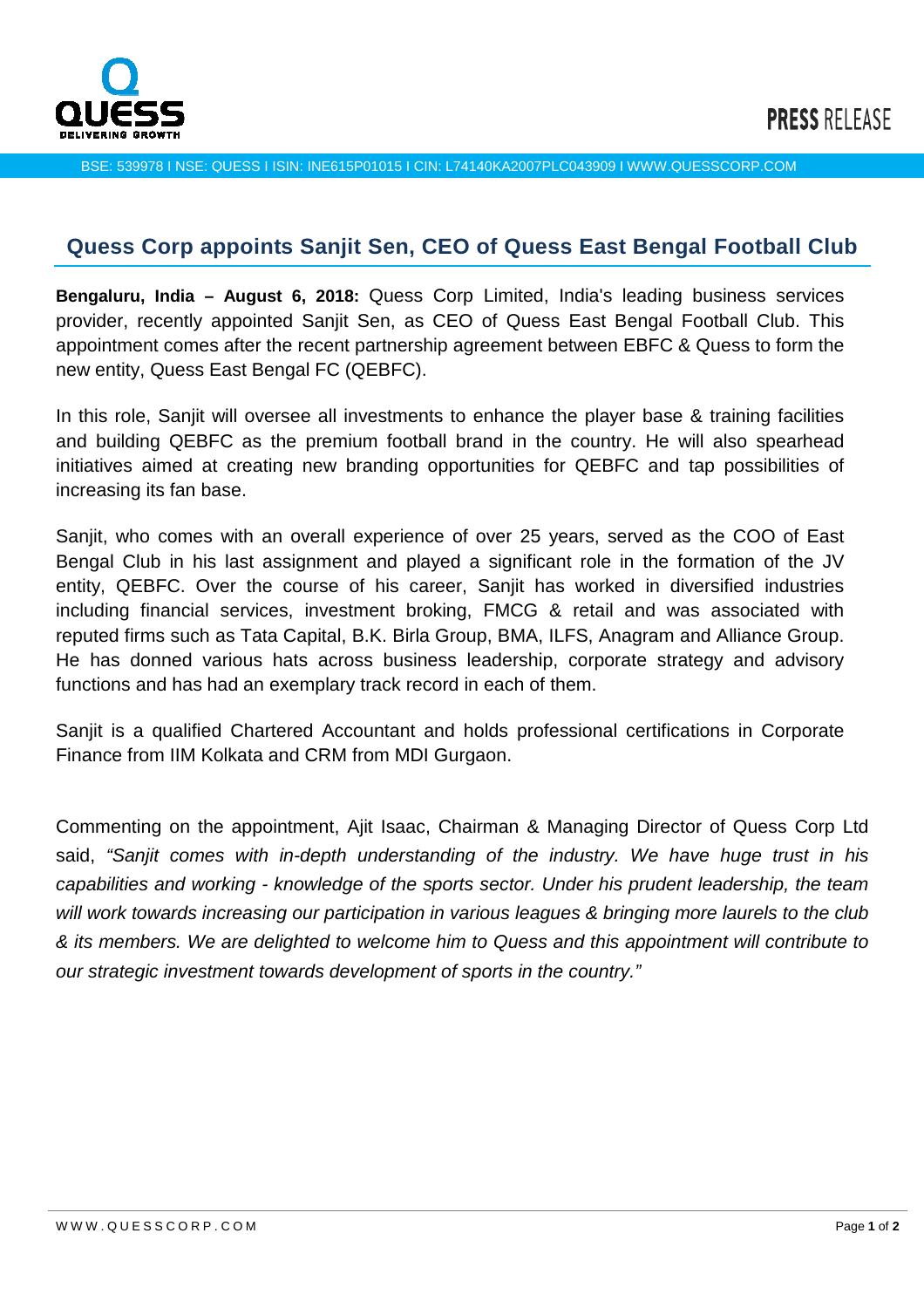# Quess Corp appoints Sanjit Sen, CEO of Quess East Bengal Football Club

**Bengaluru, India – August 6, 2018:** Quess Corp Limited, India's leading business services provider, recently appointed Sanjit Sen, as CEO of Quess East Bengal Football Club. This appointment comes after the recent partnership agreement between EBFC & Quess to form the new entity, Quess East Bengal FC (QEBFC).

In this role, Sanjit will oversee all investments to enhance the player base & training facilities and building QEBFC as the premium football brand in the country. He will also spearhead initiatives aimed at creating new branding opportunities for QEBFC and tap possibilities of increasing its fan base.

Sanjit, who comes with an overall experience of over 25 years, served as the COO of East Bengal Club in his last assignment and played a significant role in the formation of the JV entity, QEBFC. Over the course of his career, Sanjit has worked in diversified industries including financial services, investment broking, FMCG & retail and was associated with reputed firms such as Tata Capital, B.K. Birla Group, BMA, ILFS, Anagram and Alliance Group. He has donned various hats across business leadership, corporate strategy and advisory functions and has had an exemplary track record in each of them.

Sanjit is a qualified Chartered Accountant and holds professional certifications in Corporate Finance from IIM Kolkata and CRM from MDI Gurgaon.

Commenting on the appointment, Ajit Isaac, Chairman & Managing Director of Quess Corp Ltd said, *"Sanjit comes with in-depth understanding of the industry. We have huge trust in his capabilities and working - knowledge of the sports sector. Under his prudent leadership, the team will work towards increasing our participation in various leagues & bringing more laurels to the club & its members. We are delighted to welcome him to Quess and this appointment will contribute to our strategic investment towards development of sports in the country."*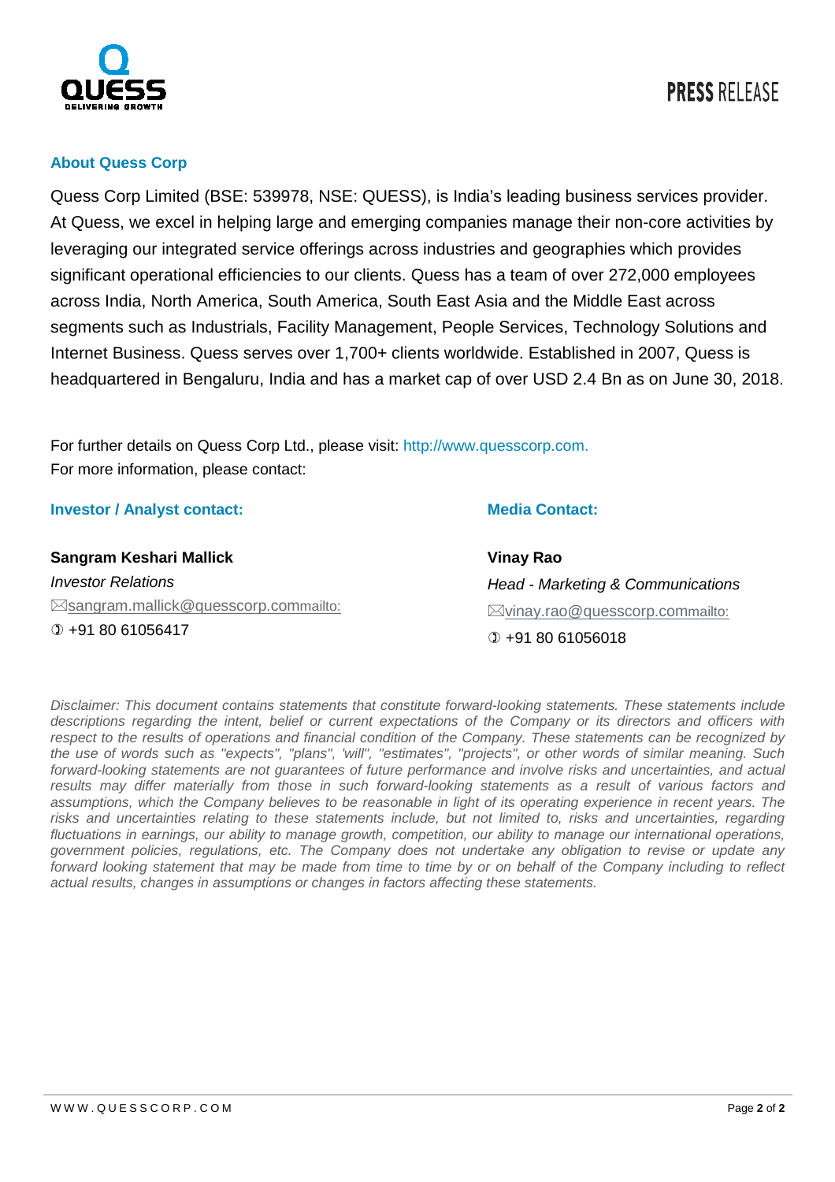## About Quess Corp

Quess Corp Limited (BSE: 539978, NSE: QUESS), is India's leading business services provider. At Quess, we excel in helping large and emerging companies manage their non-core activities by leveraging our integrated service offerings across industries and geographies which provides significant operational efficiencies to our clients. Quess has a team of over 272,000 employees across India, North America, South America, South East Asia and the Middle East across segments such as Industrials, Facility Management, People Services, Technology Solutions and Internet Business. Quess serves over 1,700+ clients worldwide. Established in 2007, Quess is headquartered in Bengaluru, India and has a market cap of over USD 2.4 Bn as on June 30, 2018.

For further details on Quess Corp Ltd., please visit: http://www.quesscorp.com.
For more information, please contact:

**Investor / Analyst contact:**

**Sangram Keshari Mallick**
*Investor Relations*
✉sangram.mallick@quesscorp.commailto:
✆ +91 80 61056417

**Media Contact:**

**Vinay Rao**
*Head - Marketing & Communications*
✉vinay.rao@quesscorp.commailto:
✆ +91 80 61056018

*Disclaimer: This document contains statements that constitute forward-looking statements. These statements include descriptions regarding the intent, belief or current expectations of the Company or its directors and officers with respect to the results of operations and financial condition of the Company. These statements can be recognized by the use of words such as "expects", "plans", 'will", "estimates", "projects", or other words of similar meaning. Such forward-looking statements are not guarantees of future performance and involve risks and uncertainties, and actual results may differ materially from those in such forward-looking statements as a result of various factors and assumptions, which the Company believes to be reasonable in light of its operating experience in recent years. The risks and uncertainties relating to these statements include, but not limited to, risks and uncertainties, regarding fluctuations in earnings, our ability to manage growth, competition, our ability to manage our international operations, government policies, regulations, etc. The Company does not undertake any obligation to revise or update any forward looking statement that may be made from time to time by or on behalf of the Company including to reflect actual results, changes in assumptions or changes in factors affecting these statements.*